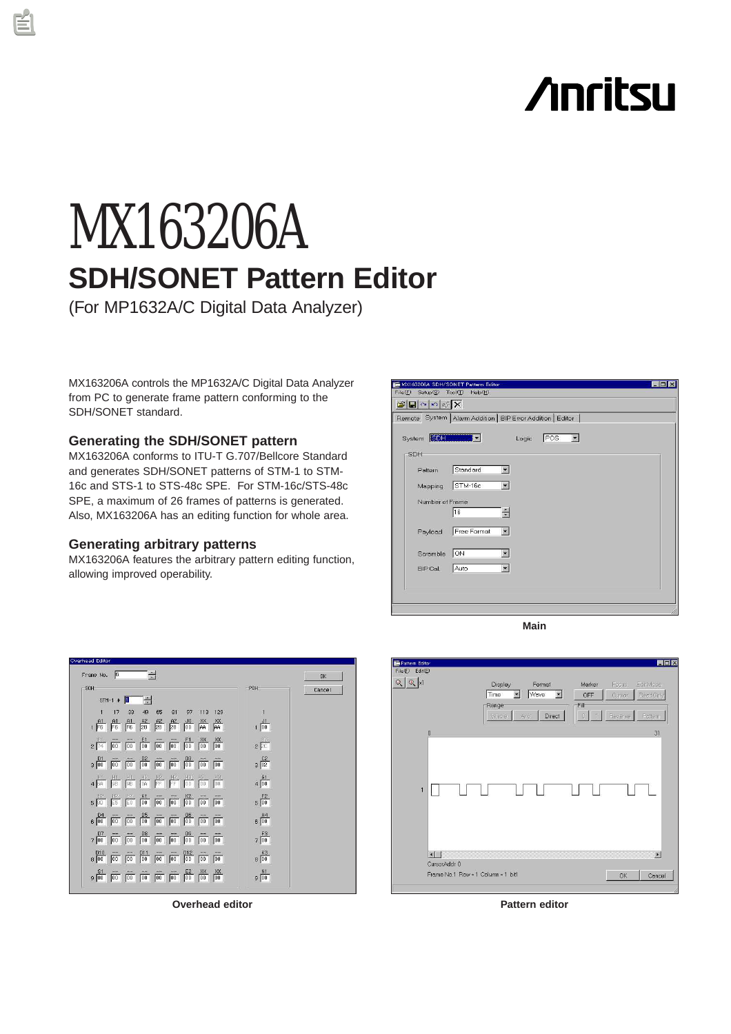Anritsu

# MX163206A

## SDH/SONET Pattern Editor

(For MP1632A/C Digital Data Analyzer)

MX163206A controls the MP1632A/C Digital Data Analyzer from PC to generate frame pattern conforming to the SDH/SONET standard.

### Generating the SDH/SONET pattern

MX163206A conforms to ITU-T G.707/Bellcore Standard and generates SDH/SONET patterns of STM-1 to STM-16c and STS-1 to STS-48c SPE. For STM-16c/STS-48c SPE, a maximum of 26 frames of patterns is generated. Also, MX163206A has an editing function for whole area.

### Generating arbitrary patterns

MX163206A features the arbitrary pattern editing function, allowing improved operability.

**Main**

**Overhead editor**

**Pattern editor**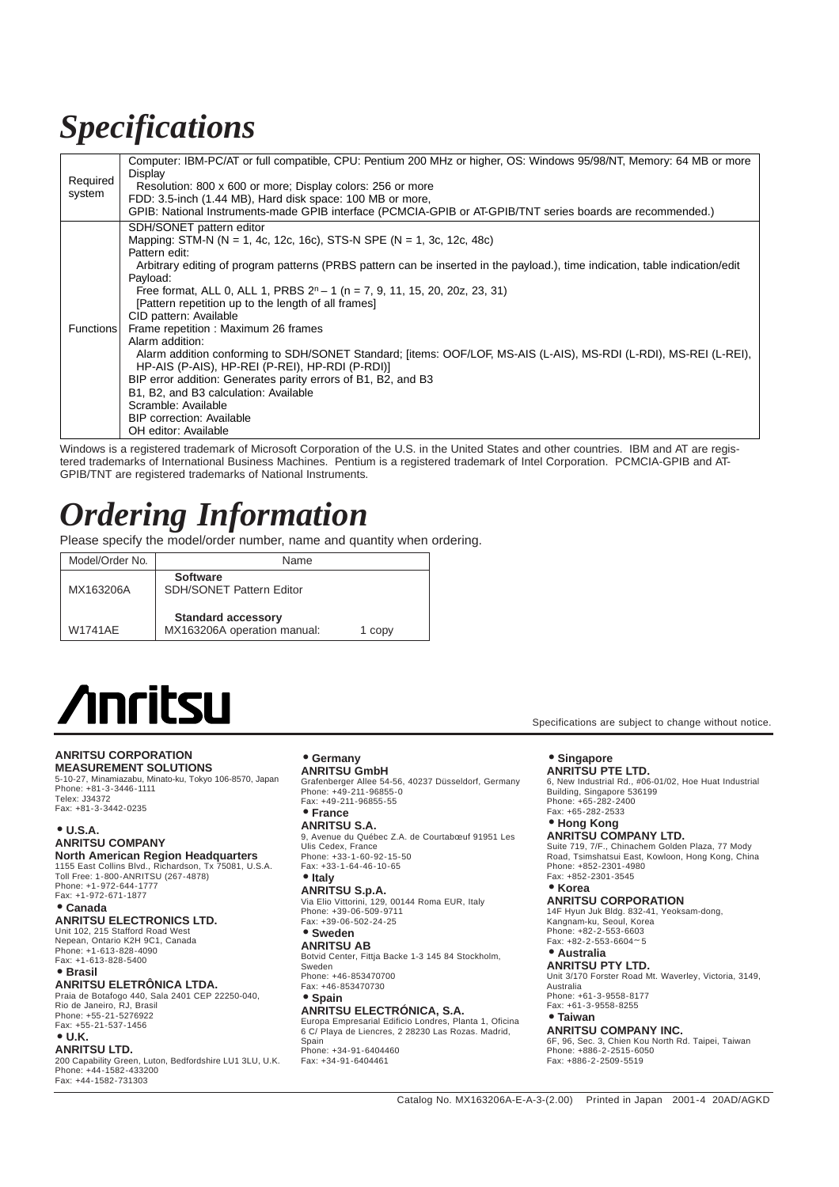# Specifications

| | |
|---|---|
| Required system | Computer: IBM-PC/AT or full compatible, CPU: Pentium 200 MHz or higher, OS: Windows 95/98/NT, Memory: 64 MB or more<br>Display<br>Resolution: 800 x 600 or more; Display colors: 256 or more<br>FDD: 3.5-inch (1.44 MB), Hard disk space: 100 MB or more,<br>GPIB: National Instruments-made GPIB interface (PCMCIA-GPIB or AT-GPIB/TNT series boards are recommended.) |
| Functions | SDH/SONET pattern editor<br>Mapping: STM-N (N = 1, 4c, 12c, 16c), STS-N SPE (N = 1, 3c, 12c, 48c)<br>Pattern edit:<br>Arbitrary editing of program patterns (PRBS pattern can be inserted in the payload.), time indication, table indication/edit<br>Payload:<br>Free format, ALL 0, ALL 1, PRBS $2^n - 1$ (n = 7, 9, 11, 15, 20, 20z, 23, 31)<br>[Pattern repetition up to the length of all frames]<br>CID pattern: Available<br>Frame repetition : Maximum 26 frames<br>Alarm addition:<br>Alarm addition conforming to SDH/SONET Standard; [items: OOF/LOF, MS-AIS (L-AIS), MS-RDI (L-RDI), MS-REI (L-REI), HP-AIS (P-AIS), HP-REI (P-REI), HP-RDI (P-RDI)]<br>BIP error addition: Generates parity errors of B1, B2, and B3<br>B1, B2, and B3 calculation: Available<br>Scramble: Available<br>BIP correction: Available<br>OH editor: Available |

Windows is a registered trademark of Microsoft Corporation of the U.S. in the United States and other countries. IBM and AT are registered trademarks of International Business Machines. Pentium is a registered trademark of Intel Corporation. PCMCIA-GPIB and AT-GPIB/TNT are registered trademarks of National Instruments.

# Ordering Information

Please specify the model/order number, name and quantity when ordering.

| Model/Order No. | Name | |
|---|---|---|
| | **Software** | |
| MX163206A | SDH/SONET Pattern Editor | |
| | **Standard accessory** | |
| W1741AE | MX163206A operation manual: | 1 copy |

Anritsu

Specifications are subject to change without notice.

**ANRITSU CORPORATION**
**MEASUREMENT SOLUTIONS**
5-10-27, Minamiazabu, Minato-ku, Tokyo 106-8570, Japan
Phone: +81-3-3446-1111
Telex: J34372
Fax: +81-3-3442-0235

• **U.S.A.**
**ANRITSU COMPANY**
**North American Region Headquarters**
1155 East Collins Blvd., Richardson, Tx 75081, U.S.A.
Toll Free: 1-800-ANRITSU (267-4878)
Phone: +1-972-644-1777
Fax: +1-972-671-1877

• **Canada**
**ANRITSU ELECTRONICS LTD.**
Unit 102, 215 Stafford Road West
Nepean, Ontario K2H 9C1, Canada
Phone: +1-613-828-4090
Fax: +1-613-828-5400

• **Brasil**
**ANRITSU ELETRÔNICA LTDA.**
Praia de Botafogo 440, Sala 2401 CEP 22250-040,
Rio de Janeiro, RJ, Brasil
Phone: +55-21-5276922
Fax: +55-21-537-1456

• **U.K.**
**ANRITSU LTD.**
200 Capability Green, Luton, Bedfordshire LU1 3LU, U.K.
Phone: +44-1582-433200
Fax: +44-1582-731303

• **Germany**
**ANRITSU GmbH**
Grafenberger Allee 54-56, 40237 Düsseldorf, Germany
Phone: +49-211-96855-0
Fax: +49-211-96855-55

• **France**
**ANRITSU S.A.**
9, Avenue du Québec Z.A. de Courtabœuf 91951 Les Ulis Cedex, France
Phone: +33-1-60-92-15-50
Fax: +33-1-64-46-10-65

• **Italy**
**ANRITSU S.p.A.**
Via Elio Vittorini, 129, 00144 Roma EUR, Italy
Phone: +39-06-509-9711
Fax: +39-06-502-24-25

• **Sweden**
**ANRITSU AB**
Botvid Center, Fittja Backe 1-3 145 84 Stockholm, Sweden
Phone: +46-853470700
Fax: +46-853470730

• **Spain**
**ANRITSU ELECTRÓNICA, S.A.**
Europa Empresarial Edificio Londres, Planta 1, Oficina 6 C/ Playa de Liencres, 2 28230 Las Rozas. Madrid, Spain
Phone: +34-91-6404460
Fax: +34-91-6404461

• **Singapore**
**ANRITSU PTE LTD.**
6, New Industrial Rd., #06-01/02, Hoe Huat Industrial Building, Singapore 536199
Phone: +65-282-2400
Fax: +65-282-2533

• **Hong Kong**
**ANRITSU COMPANY LTD.**
Suite 719, 7/F., Chinachem Golden Plaza, 77 Mody Road, Tsimshatsui East, Kowloon, Hong Kong, China
Phone: +852-2301-4980
Fax: +852-2301-3545

• **Korea**
**ANRITSU CORPORATION**
14F Hyun Juk Bldg. 832-41, Yeoksam-dong, Kangnam-ku, Seoul, Korea
Phone: +82-2-553-6603
Fax: +82-2-553-6604～5

• **Australia**
**ANRITSU PTY LTD.**
Unit 3/170 Forster Road Mt. Waverley, Victoria, 3149, Australia
Phone: +61-3-9558-8177
Fax: +61-3-9558-8255

• **Taiwan**
**ANRITSU COMPANY INC.**
6F, 96, Sec. 3, Chien Kou North Rd. Taipei, Taiwan
Phone: +886-2-2515-6050
Fax: +886-2-2509-5519

Catalog No. MX163206A-E-A-3-(2.00) Printed in Japan 2001-4 20AD/AGKD